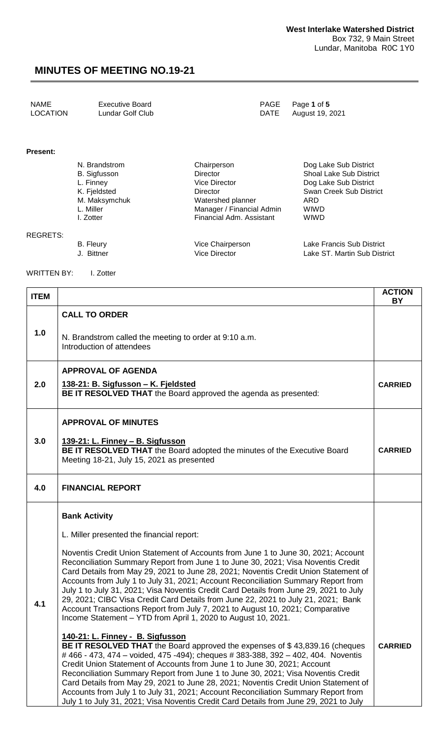**West Interlake Watershed District**
Box 732, 9 Main Street
Lundar, Manitoba R0C 1Y0

# MINUTES OF MEETING NO.19-21

| | | | |
|---|---|---|---|
| NAME | Executive Board | PAGE | Page **1** of **5** |
| LOCATION | Lundar Golf Club | DATE | August 19, 2021 |

**Present:**

| | | |
|---|---|---|
| N. Brandstrom | Chairperson | Dog Lake Sub District |
| B. Sigfusson | Director | Shoal Lake Sub District |
| L. Finney | Vice Director | Dog Lake Sub District |
| K. Fjeldsted | Director | Swan Creek Sub District |
| M. Maksymchuk | Watershed planner | ARD |
| L. Miller | Manager / Financial Admin | WIWD |
| I. Zotter | Financial Adm. Assistant | WIWD |

REGRETS:

| | | |
|---|---|---|
| B. Fleury | Vice Chairperson | Lake Francis Sub District |
| J. Bittner | Vice Director | Lake ST. Martin Sub District |

WRITTEN BY: I. Zotter

| ITEM | | ACTION BY |
|---|---|---|
| 1.0 | **CALL TO ORDER**<br><br>N. Brandstrom called the meeting to order at 9:10 a.m.<br>Introduction of attendees | |
| 2.0 | **APPROVAL OF AGENDA**<br><br>**138-21: B. Sigfusson – K. Fjeldsted**<br>**BE IT RESOLVED THAT** the Board approved the agenda as presented: | **CARRIED** |
| 3.0 | **APPROVAL OF MINUTES**<br><br>**139-21: L. Finney – B. Sigfusson**<br>**BE IT RESOLVED THAT** the Board adopted the minutes of the Executive Board Meeting 18-21, July 15, 2021 as presented | **CARRIED** |
| 4.0 | **FINANCIAL REPORT** | |
| 4.1 | **Bank Activity**<br><br>L. Miller presented the financial report:<br><br>Noventis Credit Union Statement of Accounts from June 1 to June 30, 2021; Account Reconciliation Summary Report from June 1 to June 30, 2021; Visa Noventis Credit Card Details from May 29, 2021 to June 28, 2021; Noventis Credit Union Statement of Accounts from July 1 to July 31, 2021; Account Reconciliation Summary Report from July 1 to July 31, 2021; Visa Noventis Credit Card Details from June 29, 2021 to July 29, 2021; CIBC Visa Credit Card Details from June 22, 2021 to July 21, 2021; Bank Account Transactions Report from July 7, 2021 to August 10, 2021; Comparative Income Statement – YTD from April 1, 2020 to August 10, 2021.<br><br>**140-21: L. Finney - B. Sigfusson**<br>**BE IT RESOLVED THAT** the Board approved the expenses of $ 43,839.16 (cheques # 466 - 473, 474 – voided, 475 -494); cheques # 383-388, 392 – 402, 404. Noventis Credit Union Statement of Accounts from June 1 to June 30, 2021; Account Reconciliation Summary Report from June 1 to June 30, 2021; Visa Noventis Credit Card Details from May 29, 2021 to June 28, 2021; Noventis Credit Union Statement of Accounts from July 1 to July 31, 2021; Account Reconciliation Summary Report from July 1 to July 31, 2021; Visa Noventis Credit Card Details from June 29, 2021 to July | **CARRIED** |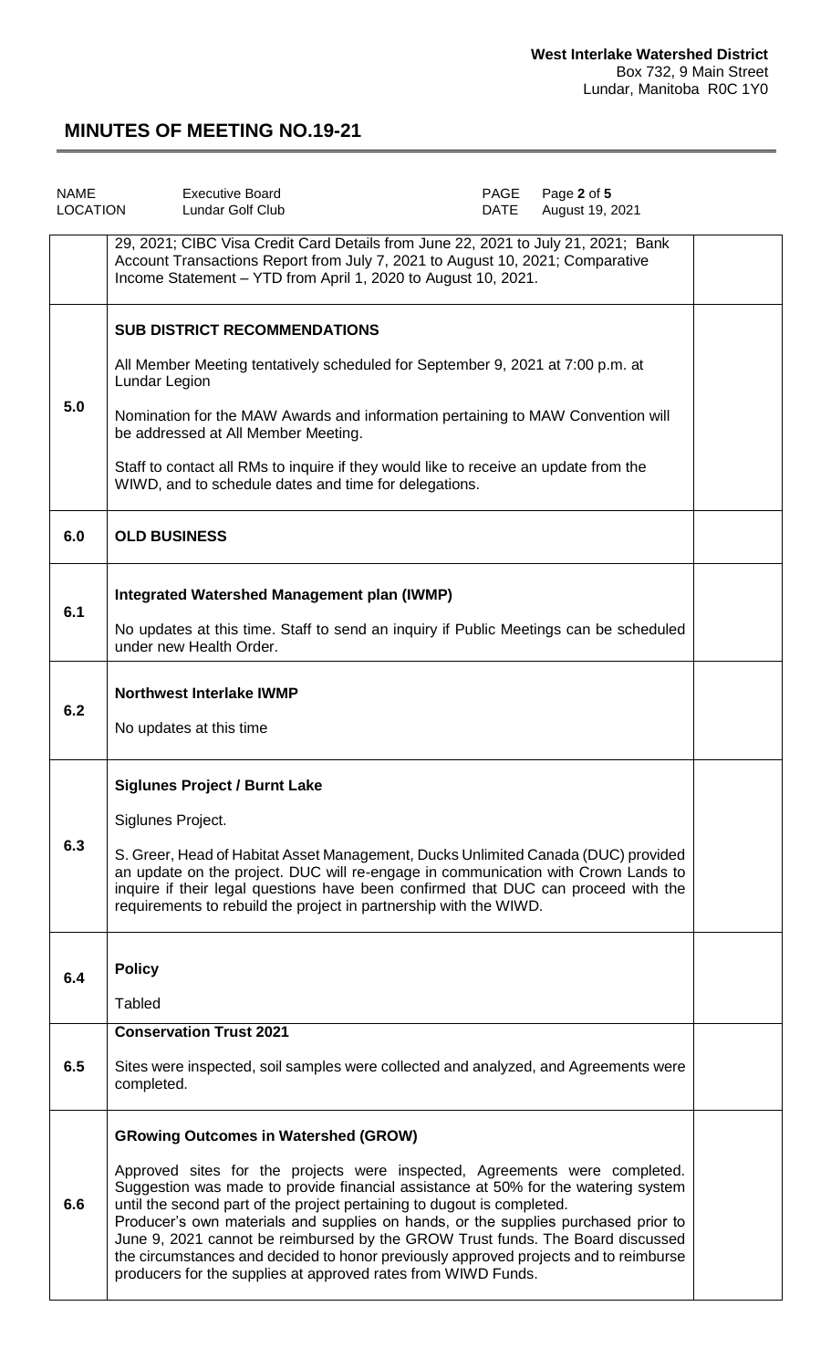| NAME | Executive Board | PAGE | Page 2 of 5 |
|---|---|---|---|
| LOCATION | Lundar Golf Club | DATE | August 19, 2021 |

| | | |
|---|---|---|
| | 29, 2021; CIBC Visa Credit Card Details from June 22, 2021 to July 21, 2021; Bank Account Transactions Report from July 7, 2021 to August 10, 2021; Comparative Income Statement – YTD from April 1, 2020 to August 10, 2021. | |
| 5.0 | **SUB DISTRICT RECOMMENDATIONS**<br><br>All Member Meeting tentatively scheduled for September 9, 2021 at 7:00 p.m. at Lundar Legion<br><br>Nomination for the MAW Awards and information pertaining to MAW Convention will be addressed at All Member Meeting.<br><br>Staff to contact all RMs to inquire if they would like to receive an update from the WIWD, and to schedule dates and time for delegations. | |
| 6.0 | **OLD BUSINESS** | |
| 6.1 | **Integrated Watershed Management plan (IWMP)**<br><br>No updates at this time. Staff to send an inquiry if Public Meetings can be scheduled under new Health Order. | |
| 6.2 | **Northwest Interlake IWMP**<br><br>No updates at this time | |
| 6.3 | **Siglunes Project / Burnt Lake**<br><br>Siglunes Project.<br><br>S. Greer, Head of Habitat Asset Management, Ducks Unlimited Canada (DUC) provided an update on the project. DUC will re-engage in communication with Crown Lands to inquire if their legal questions have been confirmed that DUC can proceed with the requirements to rebuild the project in partnership with the WIWD. | |
| 6.4 | **Policy**<br><br>Tabled | |
| 6.5 | **Conservation Trust 2021**<br><br>Sites were inspected, soil samples were collected and analyzed, and Agreements were completed. | |
| 6.6 | **GRowing Outcomes in Watershed (GROW)**<br><br>Approved sites for the projects were inspected, Agreements were completed. Suggestion was made to provide financial assistance at 50% for the watering system until the second part of the project pertaining to dugout is completed.<br>Producer's own materials and supplies on hands, or the supplies purchased prior to June 9, 2021 cannot be reimbursed by the GROW Trust funds. The Board discussed the circumstances and decided to honor previously approved projects and to reimburse producers for the supplies at approved rates from WIWD Funds. | |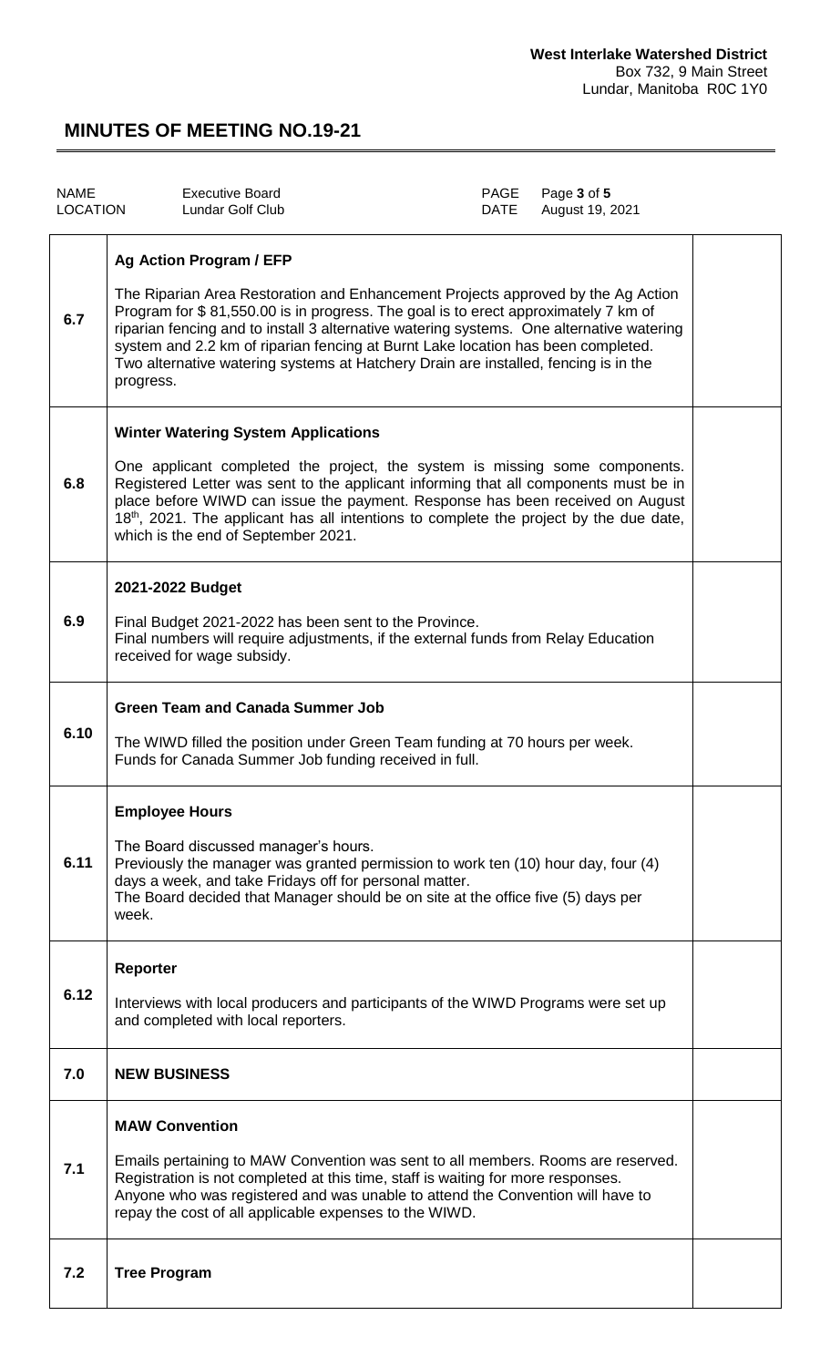**West Interlake Watershed District**
Box 732, 9 Main Street
Lundar, Manitoba R0C 1Y0

# MINUTES OF MEETING NO.19-21

| NAME | Executive Board | PAGE | Page 3 of 5 |
| --- | --- | --- | --- |
| LOCATION | Lundar Golf Club | DATE | August 19, 2021 |

| | | |
| --- | --- | --- |
| 6.7 | **Ag Action Program / EFP**<br><br>The Riparian Area Restoration and Enhancement Projects approved by the Ag Action Program for $ 81,550.00 is in progress. The goal is to erect approximately 7 km of riparian fencing and to install 3 alternative watering systems. One alternative watering system and 2.2 km of riparian fencing at Burnt Lake location has been completed. Two alternative watering systems at Hatchery Drain are installed, fencing is in the progress. | |
| 6.8 | **Winter Watering System Applications**<br><br>One applicant completed the project, the system is missing some components. Registered Letter was sent to the applicant informing that all components must be in place before WIWD can issue the payment. Response has been received on August 18th, 2021. The applicant has all intentions to complete the project by the due date, which is the end of September 2021. | |
| 6.9 | **2021-2022 Budget**<br><br>Final Budget 2021-2022 has been sent to the Province.<br>Final numbers will require adjustments, if the external funds from Relay Education received for wage subsidy. | |
| 6.10 | **Green Team and Canada Summer Job**<br><br>The WIWD filled the position under Green Team funding at 70 hours per week.<br>Funds for Canada Summer Job funding received in full. | |
| 6.11 | **Employee Hours**<br><br>The Board discussed manager's hours.<br>Previously the manager was granted permission to work ten (10) hour day, four (4) days a week, and take Fridays off for personal matter.<br>The Board decided that Manager should be on site at the office five (5) days per week. | |
| 6.12 | **Reporter**<br><br>Interviews with local producers and participants of the WIWD Programs were set up and completed with local reporters. | |
| 7.0 | **NEW BUSINESS** | |
| 7.1 | **MAW Convention**<br><br>Emails pertaining to MAW Convention was sent to all members. Rooms are reserved. Registration is not completed at this time, staff is waiting for more responses. Anyone who was registered and was unable to attend the Convention will have to repay the cost of all applicable expenses to the WIWD. | |
| 7.2 | **Tree Program** | |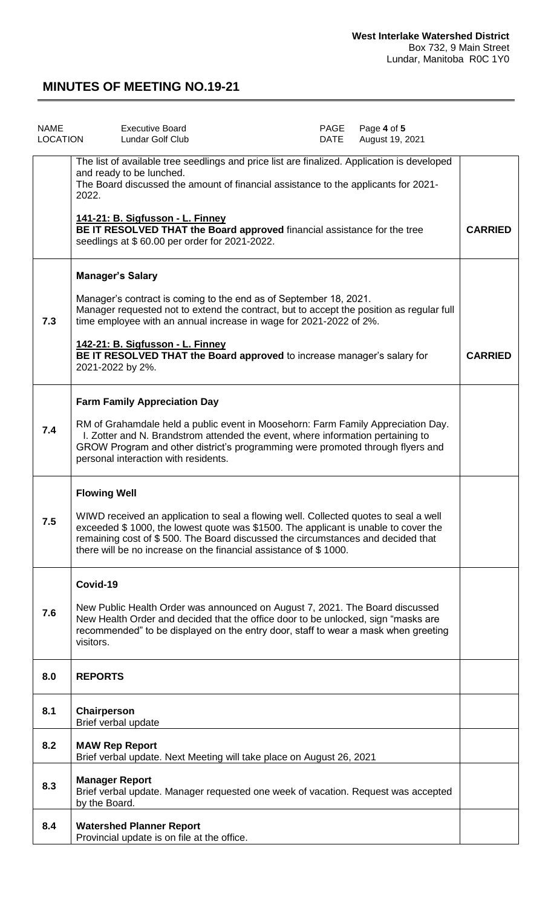**West Interlake Watershed District**
Box 732, 9 Main Street
Lundar, Manitoba R0C 1Y0

# MINUTES OF MEETING NO.19-21

| NAME | Executive Board | PAGE | Page **4** of **5** |
|---|---|---|---|
| LOCATION | Lundar Golf Club | DATE | August 19, 2021 |

| | | |
|---|---|---|
| | The list of available tree seedlings and price list are finalized. Application is developed and ready to be lunched.<br>The Board discussed the amount of financial assistance to the applicants for 2021-2022.<br><br>**141-21: B. Sigfusson - L. Finney**<br>**BE IT RESOLVED THAT the Board approved** financial assistance for the tree seedlings at $ 60.00 per order for 2021-2022. | **CARRIED** |
| **7.3** | **Manager's Salary**<br><br>Manager's contract is coming to the end as of September 18, 2021.<br>Manager requested not to extend the contract, but to accept the position as regular full time employee with an annual increase in wage for 2021-2022 of 2%.<br><br>**142-21: B. Sigfusson - L. Finney**<br>**BE IT RESOLVED THAT the Board approved** to increase manager's salary for 2021-2022 by 2%. | **CARRIED** |
| **7.4** | **Farm Family Appreciation Day**<br><br>RM of Grahamdale held a public event in Moosehorn: Farm Family Appreciation Day. I. Zotter and N. Brandstrom attended the event, where information pertaining to GROW Program and other district's programming were promoted through flyers and personal interaction with residents. | |
| **7.5** | **Flowing Well**<br><br>WIWD received an application to seal a flowing well. Collected quotes to seal a well exceeded $ 1000, the lowest quote was $1500. The applicant is unable to cover the remaining cost of $ 500. The Board discussed the circumstances and decided that there will be no increase on the financial assistance of $ 1000. | |
| **7.6** | **Covid-19**<br><br>New Public Health Order was announced on August 7, 2021. The Board discussed New Health Order and decided that the office door to be unlocked, sign "masks are recommended" to be displayed on the entry door, staff to wear a mask when greeting visitors. | |
| **8.0** | **REPORTS** | |
| **8.1** | **Chairperson**<br>Brief verbal update | |
| **8.2** | **MAW Rep Report**<br>Brief verbal update. Next Meeting will take place on August 26, 2021 | |
| **8.3** | **Manager Report**<br>Brief verbal update. Manager requested one week of vacation. Request was accepted by the Board. | |
| **8.4** | **Watershed Planner Report**<br>Provincial update is on file at the office. | |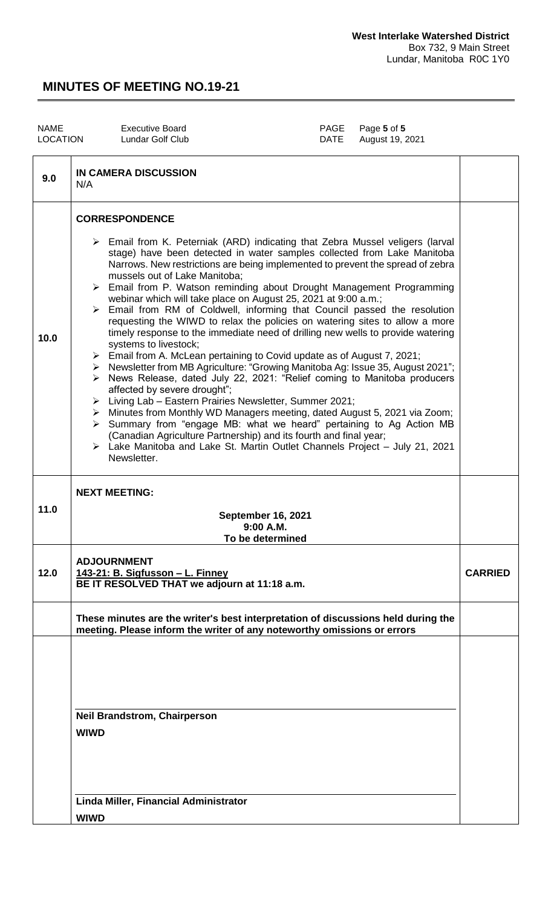**West Interlake Watershed District**
Box 732, 9 Main Street
Lundar, Manitoba R0C 1Y0

# MINUTES OF MEETING NO.19-21

| | | | |
|---|---|---|---|
| NAME | Executive Board | PAGE | Page **5** of **5** |
| LOCATION | Lundar Golf Club | DATE | August 19, 2021 |

| | | |
|---|---|---|
| **9.0** | **IN CAMERA DISCUSSION**<br>N/A | |
| **10.0** | **CORRESPONDENCE**<br>➢ Email from K. Peterniak (ARD) indicating that Zebra Mussel veligers (larval stage) have been detected in water samples collected from Lake Manitoba Narrows. New restrictions are being implemented to prevent the spread of zebra mussels out of Lake Manitoba;<br>➢ Email from P. Watson reminding about Drought Management Programming webinar which will take place on August 25, 2021 at 9:00 a.m.;<br>➢ Email from RM of Coldwell, informing that Council passed the resolution requesting the WIWD to relax the policies on watering sites to allow a more timely response to the immediate need of drilling new wells to provide watering systems to livestock;<br>➢ Email from A. McLean pertaining to Covid update as of August 7, 2021;<br>➢ Newsletter from MB Agriculture: "Growing Manitoba Ag: Issue 35, August 2021";<br>➢ News Release, dated July 22, 2021: "Relief coming to Manitoba producers affected by severe drought";<br>➢ Living Lab – Eastern Prairies Newsletter, Summer 2021;<br>➢ Minutes from Monthly WD Managers meeting, dated August 5, 2021 via Zoom;<br>➢ Summary from "engage MB: what we heard" pertaining to Ag Action MB (Canadian Agriculture Partnership) and its fourth and final year;<br>➢ Lake Manitoba and Lake St. Martin Outlet Channels Project – July 21, 2021 Newsletter. | |
| **11.0** | **NEXT MEETING:**<br>**September 16, 2021**<br>**9:00 A.M.**<br>**To be determined** | |
| **12.0** | **ADJOURNMENT**<br>**143-21: B. Sigfusson – L. Finney**<br>**BE IT RESOLVED THAT we adjourn at 11:18 a.m.** | **CARRIED** |
| | **These minutes are the writer's best interpretation of discussions held during the meeting. Please inform the writer of any noteworthy omissions or errors** | |
| | **Neil Brandstrom, Chairperson**<br>**WIWD**<br><br>**Linda Miller, Financial Administrator**<br>**WIWD** | |